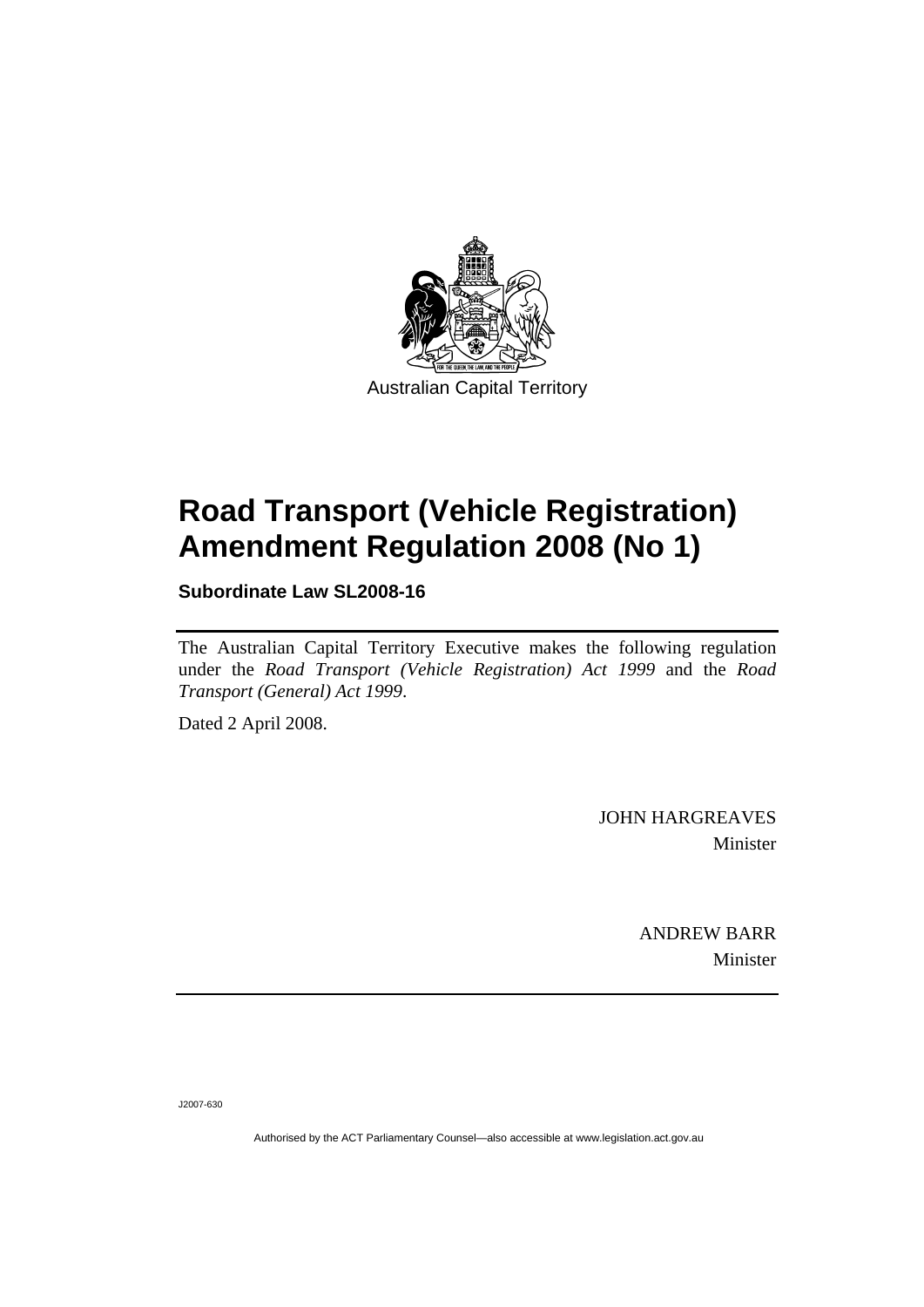Australian Capital Territory

# Road Transport (Vehicle Registration) Amendment Regulation 2008 (No 1)

**Subordinate Law SL2008-16**

The Australian Capital Territory Executive makes the following regulation under the *Road Transport (Vehicle Registration) Act 1999* and the *Road Transport (General) Act 1999*.

Dated 2 April 2008.

JOHN HARGREAVES
Minister

ANDREW BARR
Minister

J2007-630

Authorised by the ACT Parliamentary Counsel—also accessible at www.legislation.act.gov.au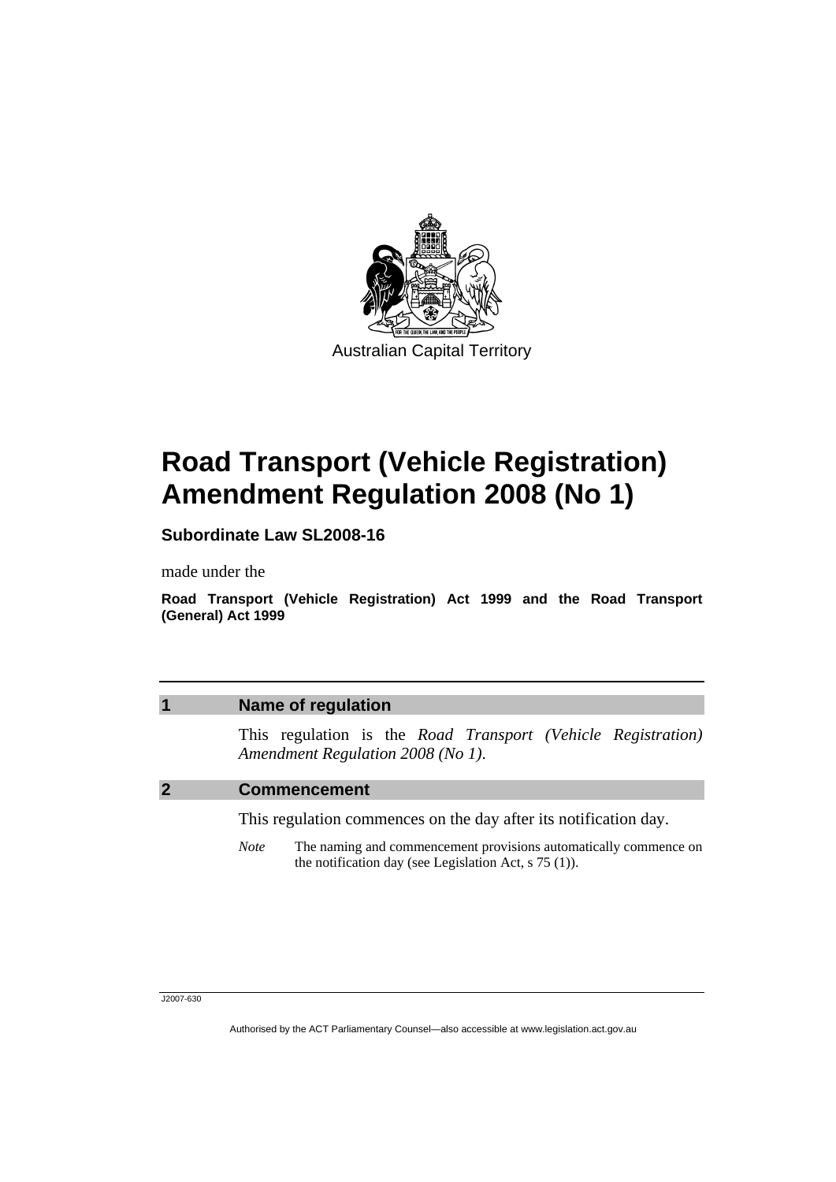Australian Capital Territory

# Road Transport (Vehicle Registration) Amendment Regulation 2008 (No 1)

**Subordinate Law SL2008-16**

made under the

**Road Transport (Vehicle Registration) Act 1999 and the Road Transport (General) Act 1999**

## 1 Name of regulation

This regulation is the *Road Transport (Vehicle Registration) Amendment Regulation 2008 (No 1)*.

## 2 Commencement

This regulation commences on the day after its notification day.

*Note* The naming and commencement provisions automatically commence on the notification day (see Legislation Act, s 75 (1)).

J2007-630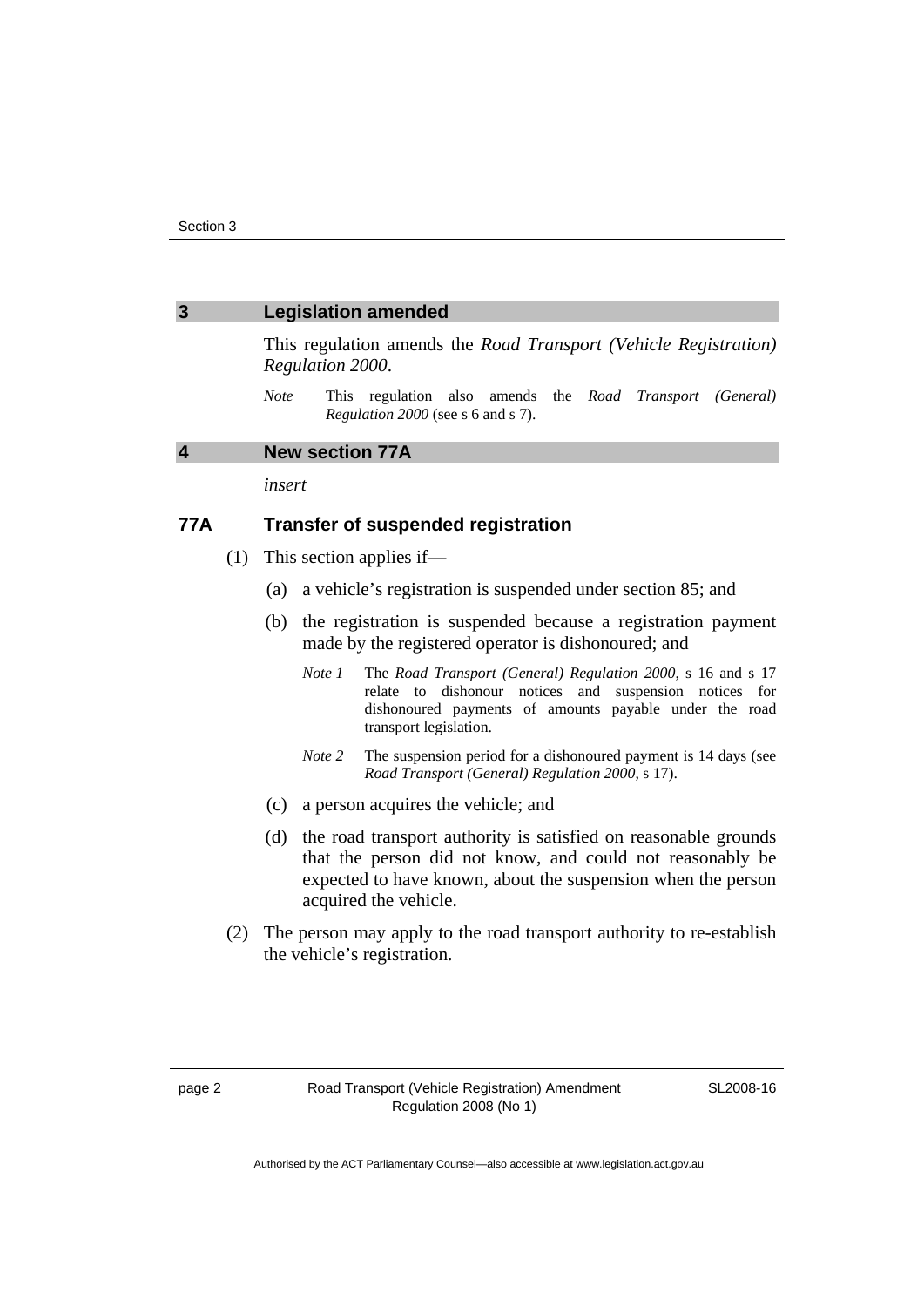## 3 Legislation amended

This regulation amends the *Road Transport (Vehicle Registration) Regulation 2000*.

*Note* This regulation also amends the *Road Transport (General) Regulation 2000* (see s 6 and s 7).

## 4 New section 77A

*insert*

### 77A Transfer of suspended registration

(1) This section applies if—

(a) a vehicle's registration is suspended under section 85; and

(b) the registration is suspended because a registration payment made by the registered operator is dishonoured; and

*Note 1* The *Road Transport (General) Regulation 2000*, s 16 and s 17 relate to dishonour notices and suspension notices for dishonoured payments of amounts payable under the road transport legislation.

*Note 2* The suspension period for a dishonoured payment is 14 days (see *Road Transport (General) Regulation 2000*, s 17).

(c) a person acquires the vehicle; and

(d) the road transport authority is satisfied on reasonable grounds that the person did not know, and could not reasonably be expected to have known, about the suspension when the person acquired the vehicle.

(2) The person may apply to the road transport authority to re-establish the vehicle's registration.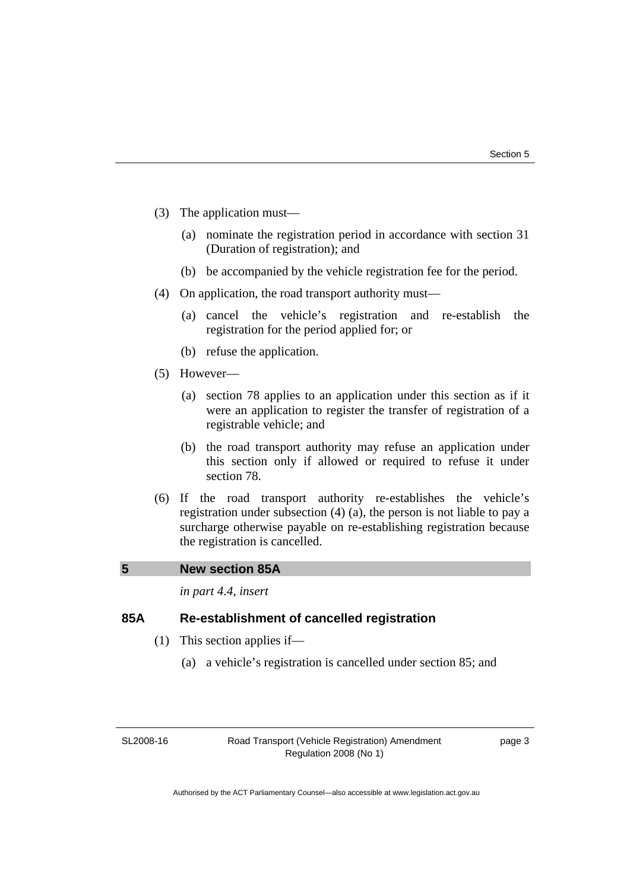(3) The application must—

(a) nominate the registration period in accordance with section 31 (Duration of registration); and

(b) be accompanied by the vehicle registration fee for the period.

(4) On application, the road transport authority must—

(a) cancel the vehicle's registration and re-establish the registration for the period applied for; or

(b) refuse the application.

(5) However—

(a) section 78 applies to an application under this section as if it were an application to register the transfer of registration of a registrable vehicle; and

(b) the road transport authority may refuse an application under this section only if allowed or required to refuse it under section 78.

(6) If the road transport authority re-establishes the vehicle's registration under subsection (4) (a), the person is not liable to pay a surcharge otherwise payable on re-establishing registration because the registration is cancelled.

## 5 New section 85A

*in part 4.4, insert*

### 85A Re-establishment of cancelled registration

(1) This section applies if—

(a) a vehicle's registration is cancelled under section 85; and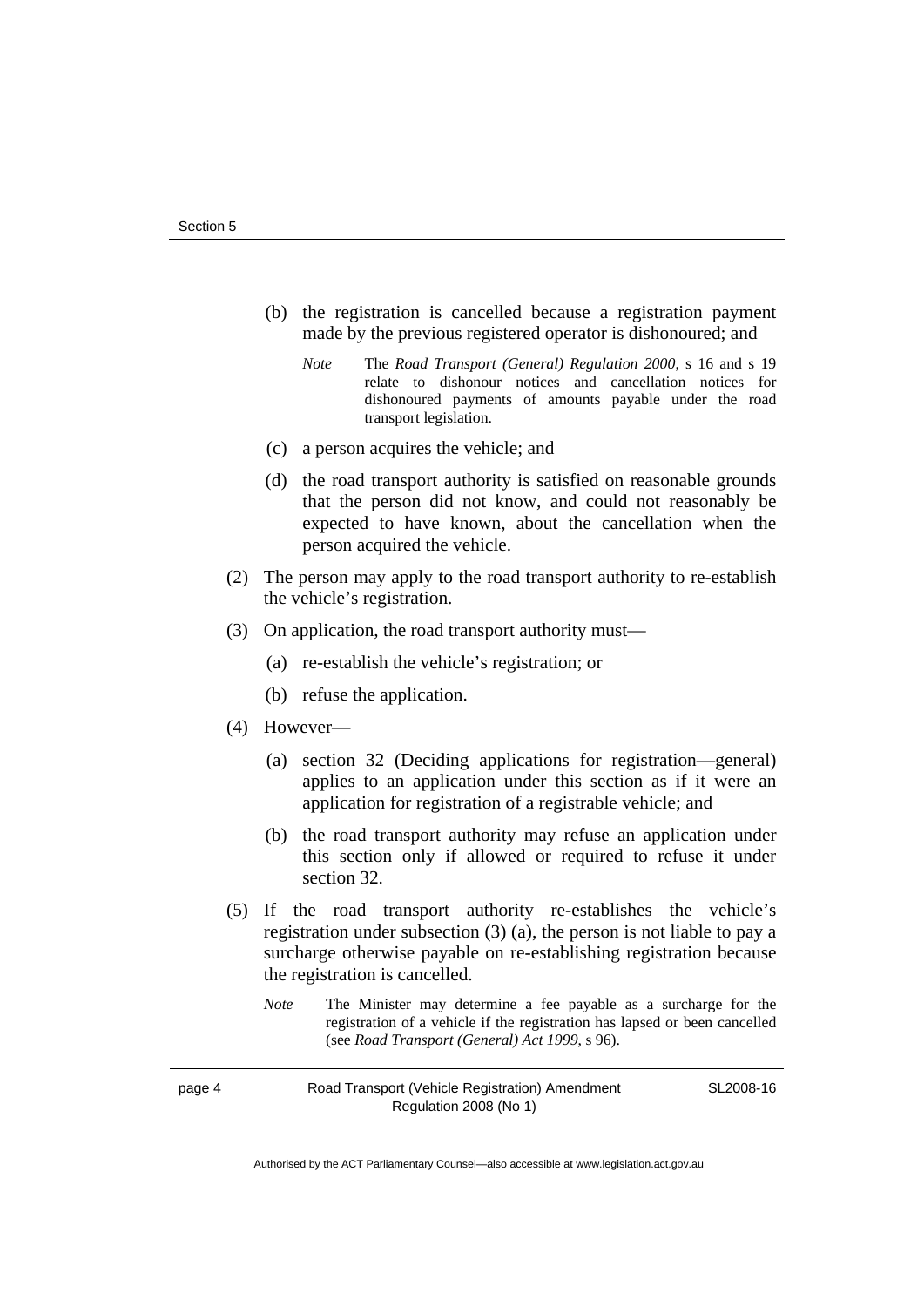(b) the registration is cancelled because a registration payment made by the previous registered operator is dishonoured; and

*Note* The *Road Transport (General) Regulation 2000*, s 16 and s 19 relate to dishonour notices and cancellation notices for dishonoured payments of amounts payable under the road transport legislation.

(c) a person acquires the vehicle; and

(d) the road transport authority is satisfied on reasonable grounds that the person did not know, and could not reasonably be expected to have known, about the cancellation when the person acquired the vehicle.

(2) The person may apply to the road transport authority to re-establish the vehicle's registration.

(3) On application, the road transport authority must—

(a) re-establish the vehicle's registration; or

(b) refuse the application.

(4) However—

(a) section 32 (Deciding applications for registration—general) applies to an application under this section as if it were an application for registration of a registrable vehicle; and

(b) the road transport authority may refuse an application under this section only if allowed or required to refuse it under section 32.

(5) If the road transport authority re-establishes the vehicle's registration under subsection (3) (a), the person is not liable to pay a surcharge otherwise payable on re-establishing registration because the registration is cancelled.

*Note* The Minister may determine a fee payable as a surcharge for the registration of a vehicle if the registration has lapsed or been cancelled (see *Road Transport (General) Act 1999*, s 96).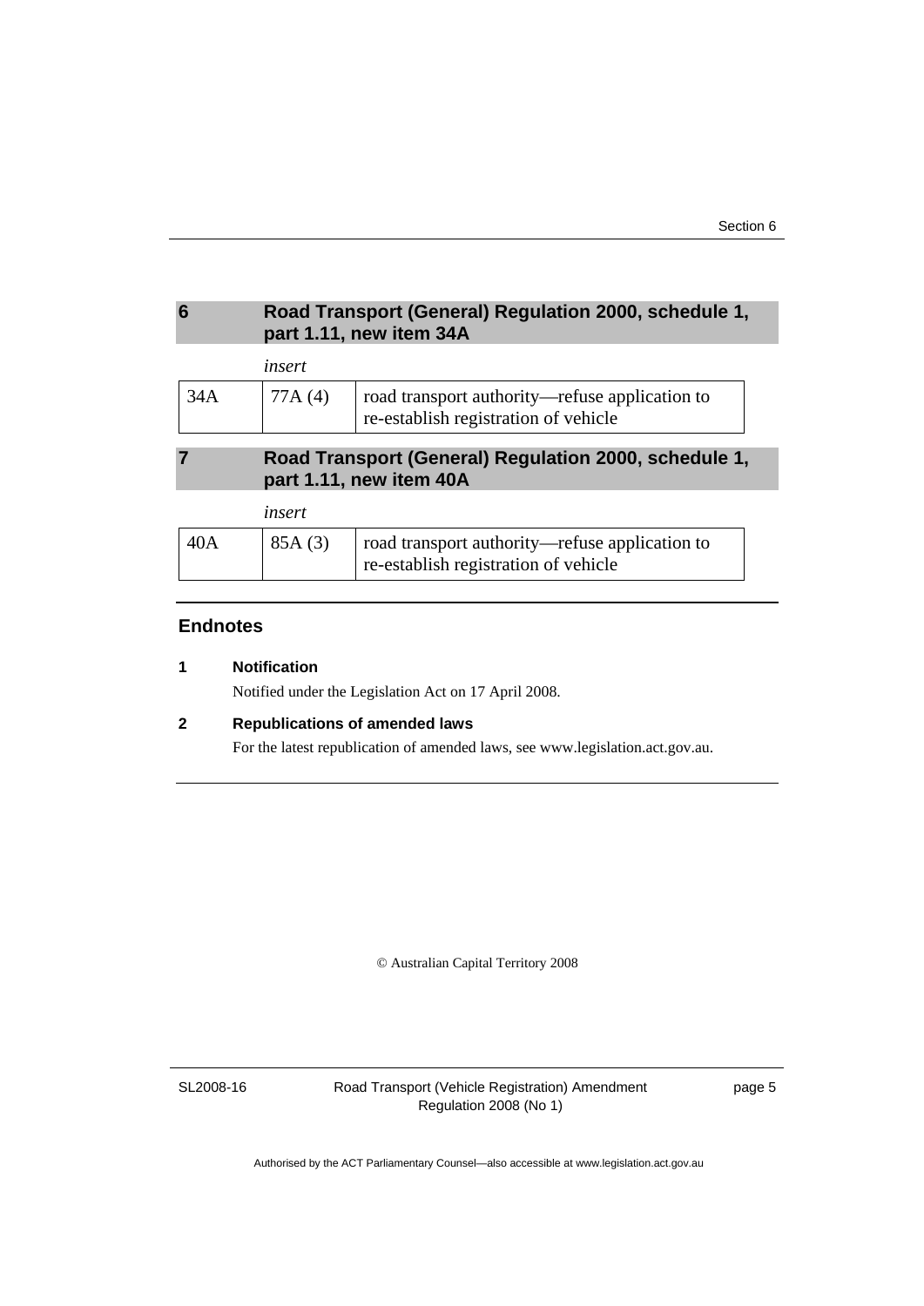## 6 Road Transport (General) Regulation 2000, schedule 1, part 1.11, new item 34A

*insert*

| | | |
|---|---|---|
| 34A | 77A (4) | road transport authority—refuse application to re-establish registration of vehicle |

## 7 Road Transport (General) Regulation 2000, schedule 1, part 1.11, new item 40A

*insert*

| | | |
|---|---|---|
| 40A | 85A (3) | road transport authority—refuse application to re-establish registration of vehicle |

## Endnotes

### 1 Notification

Notified under the Legislation Act on 17 April 2008.

### 2 Republications of amended laws

For the latest republication of amended laws, see www.legislation.act.gov.au.

© Australian Capital Territory 2008